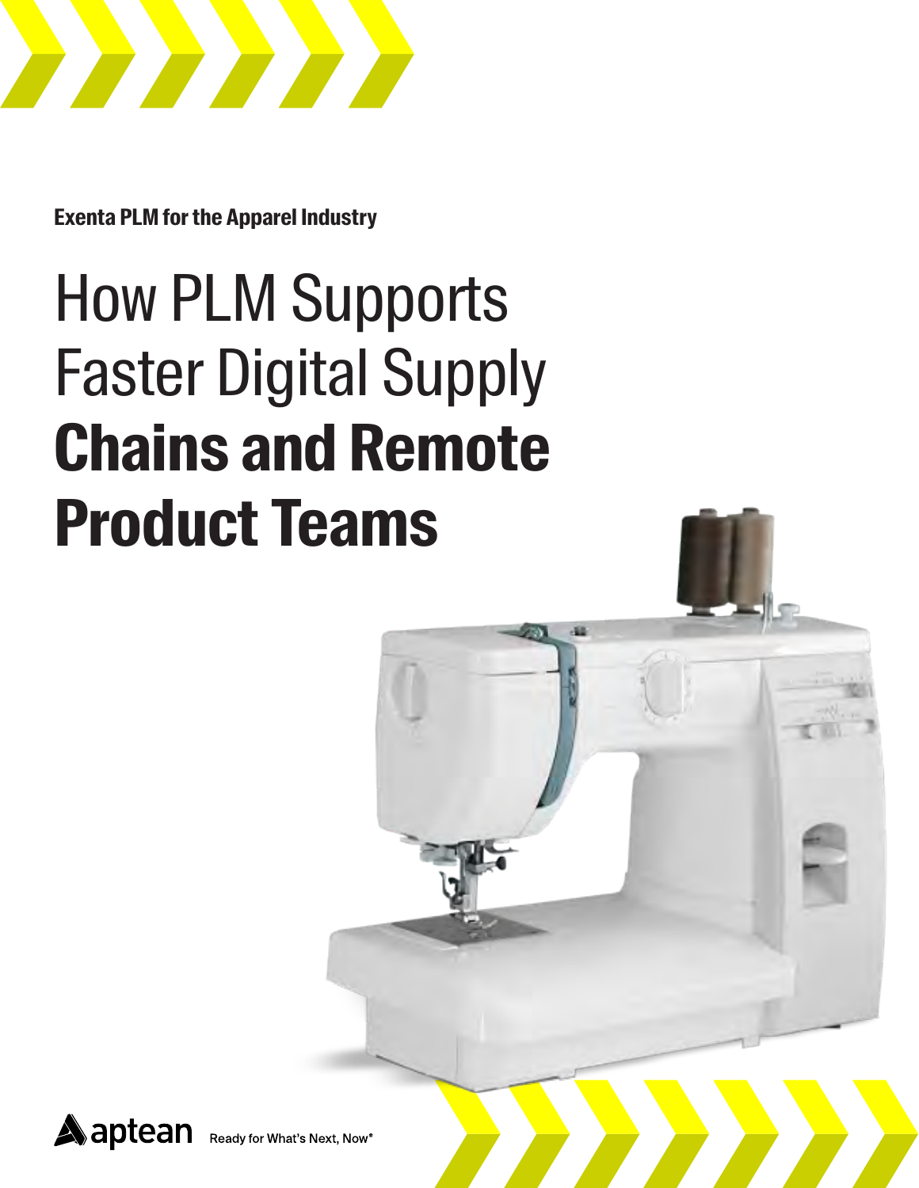**Exenta PLM for the Apparel Industry**

# How PLM Supports Faster Digital Supply **Chains and Remote Product Teams**

aptean Ready for What's Next, Now®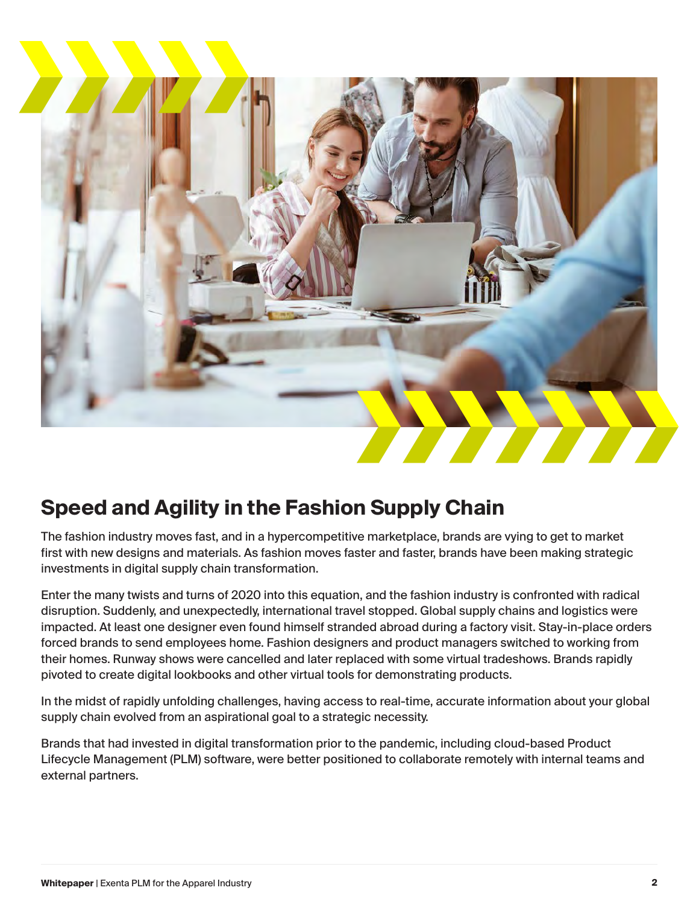## Speed and Agility in the Fashion Supply Chain

The fashion industry moves fast, and in a hypercompetitive marketplace, brands are vying to get to market first with new designs and materials. As fashion moves faster and faster, brands have been making strategic investments in digital supply chain transformation.

Enter the many twists and turns of 2020 into this equation, and the fashion industry is confronted with radical disruption. Suddenly, and unexpectedly, international travel stopped. Global supply chains and logistics were impacted. At least one designer even found himself stranded abroad during a factory visit. Stay-in-place orders forced brands to send employees home. Fashion designers and product managers switched to working from their homes. Runway shows were cancelled and later replaced with some virtual tradeshows. Brands rapidly pivoted to create digital lookbooks and other virtual tools for demonstrating products.

In the midst of rapidly unfolding challenges, having access to real-time, accurate information about your global supply chain evolved from an aspirational goal to a strategic necessity.

Brands that had invested in digital transformation prior to the pandemic, including cloud-based Product Lifecycle Management (PLM) software, were better positioned to collaborate remotely with internal teams and external partners.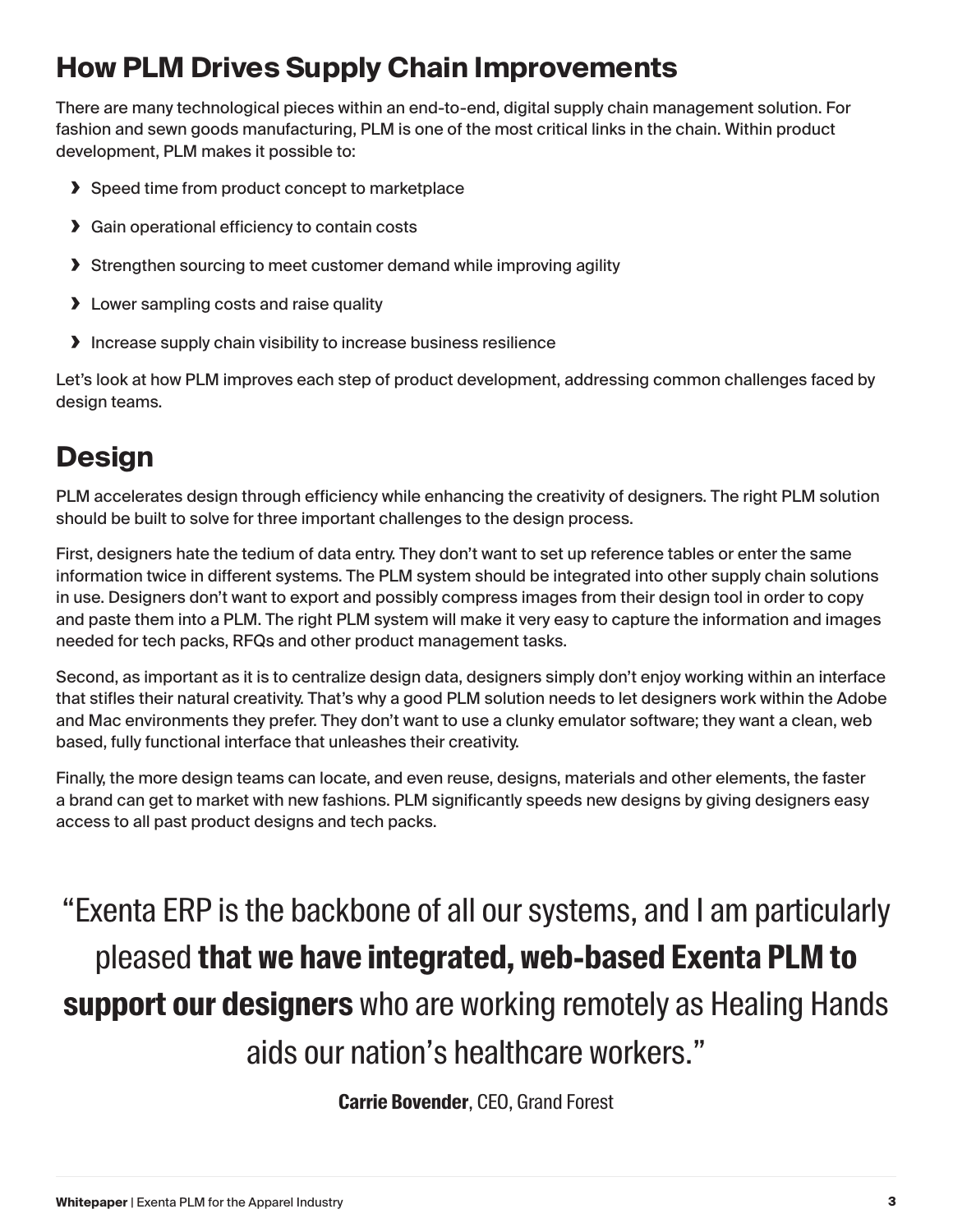## How PLM Drives Supply Chain Improvements

There are many technological pieces within an end-to-end, digital supply chain management solution. For fashion and sewn goods manufacturing, PLM is one of the most critical links in the chain. Within product development, PLM makes it possible to:

- Speed time from product concept to marketplace
- Gain operational efficiency to contain costs
- Strengthen sourcing to meet customer demand while improving agility
- Lower sampling costs and raise quality
- Increase supply chain visibility to increase business resilience

Let's look at how PLM improves each step of product development, addressing common challenges faced by design teams.

## Design

PLM accelerates design through efficiency while enhancing the creativity of designers. The right PLM solution should be built to solve for three important challenges to the design process.

First, designers hate the tedium of data entry. They don't want to set up reference tables or enter the same information twice in different systems. The PLM system should be integrated into other supply chain solutions in use. Designers don't want to export and possibly compress images from their design tool in order to copy and paste them into a PLM. The right PLM system will make it very easy to capture the information and images needed for tech packs, RFQs and other product management tasks.

Second, as important as it is to centralize design data, designers simply don't enjoy working within an interface that stifles their natural creativity. That's why a good PLM solution needs to let designers work within the Adobe and Mac environments they prefer. They don't want to use a clunky emulator software; they want a clean, web based, fully functional interface that unleashes their creativity.

Finally, the more design teams can locate, and even reuse, designs, materials and other elements, the faster a brand can get to market with new fashions. PLM significantly speeds new designs by giving designers easy access to all past product designs and tech packs.

> "Exenta ERP is the backbone of all our systems, and I am particularly pleased **that we have integrated, web-based Exenta PLM to support our designers** who are working remotely as Healing Hands aids our nation's healthcare workers."
>
> **Carrie Bovender**, CEO, Grand Forest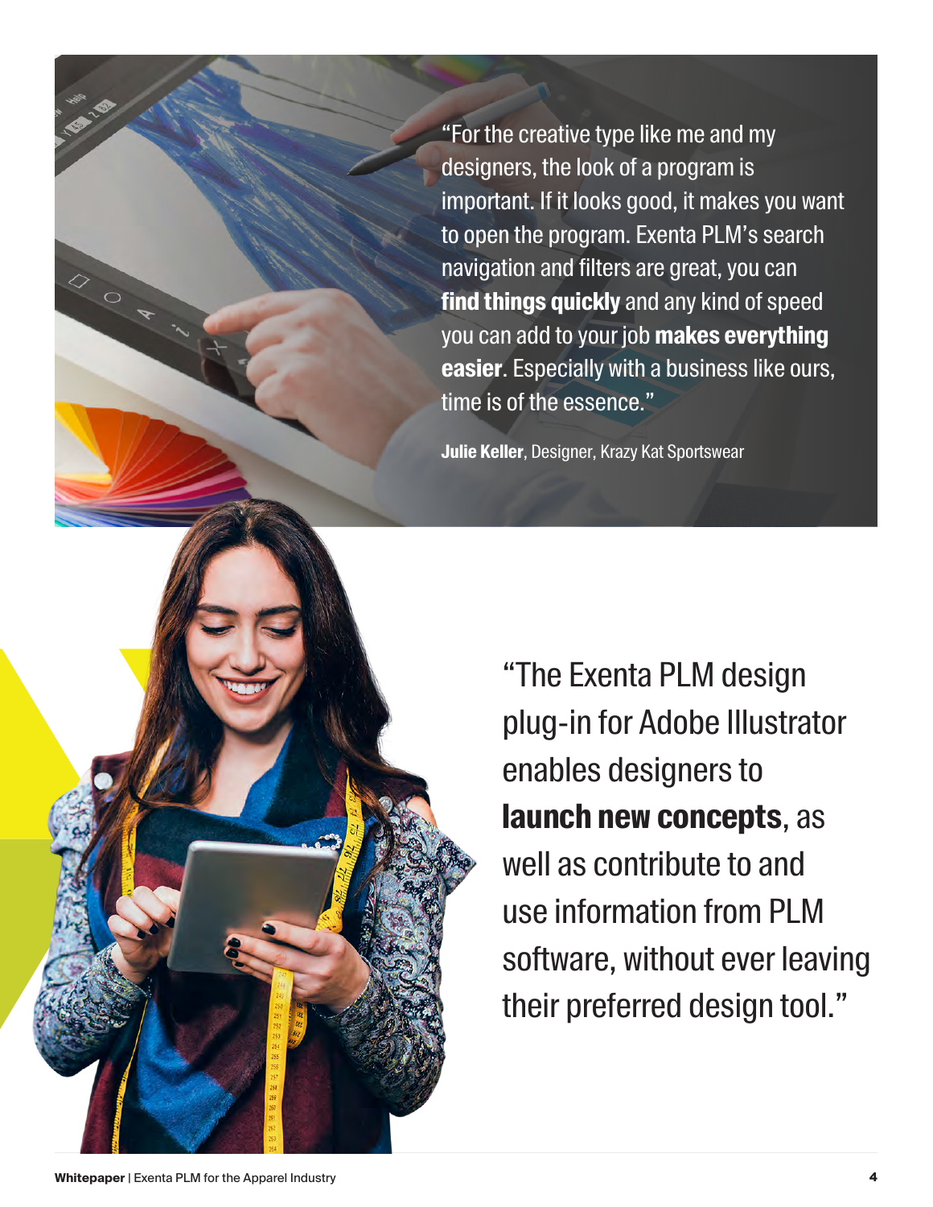"For the creative type like me and my designers, the look of a program is important. If it looks good, it makes you want to open the program. Exenta PLM's search navigation and filters are great, you can **find things quickly** and any kind of speed you can add to your job **makes everything easier**. Especially with a business like ours, time is of the essence."

**Julie Keller**, Designer, Krazy Kat Sportswear

"The Exenta PLM design plug-in for Adobe Illustrator enables designers to **launch new concepts**, as well as contribute to and use information from PLM software, without ever leaving their preferred design tool."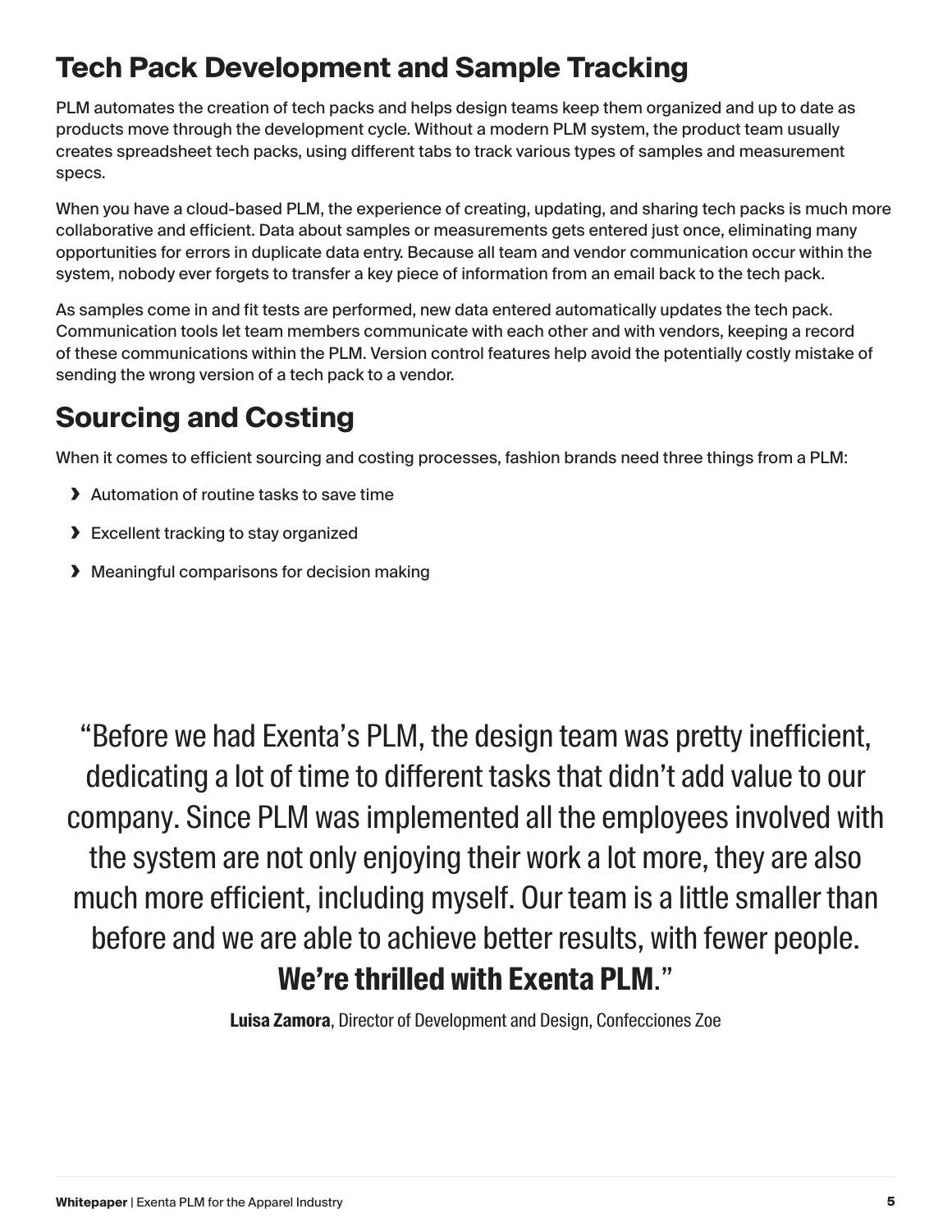## Tech Pack Development and Sample Tracking

PLM automates the creation of tech packs and helps design teams keep them organized and up to date as products move through the development cycle. Without a modern PLM system, the product team usually creates spreadsheet tech packs, using different tabs to track various types of samples and measurement specs.

When you have a cloud-based PLM, the experience of creating, updating, and sharing tech packs is much more collaborative and efficient. Data about samples or measurements gets entered just once, eliminating many opportunities for errors in duplicate data entry. Because all team and vendor communication occur within the system, nobody ever forgets to transfer a key piece of information from an email back to the tech pack.

As samples come in and fit tests are performed, new data entered automatically updates the tech pack. Communication tools let team members communicate with each other and with vendors, keeping a record of these communications within the PLM. Version control features help avoid the potentially costly mistake of sending the wrong version of a tech pack to a vendor.

## Sourcing and Costing

When it comes to efficient sourcing and costing processes, fashion brands need three things from a PLM:

- Automation of routine tasks to save time
- Excellent tracking to stay organized
- Meaningful comparisons for decision making

> "Before we had Exenta's PLM, the design team was pretty inefficient, dedicating a lot of time to different tasks that didn't add value to our company. Since PLM was implemented all the employees involved with the system are not only enjoying their work a lot more, they are also much more efficient, including myself. Our team is a little smaller than before and we are able to achieve better results, with fewer people. **We're thrilled with Exenta PLM**."
>
> **Luisa Zamora**, Director of Development and Design, Confecciones Zoe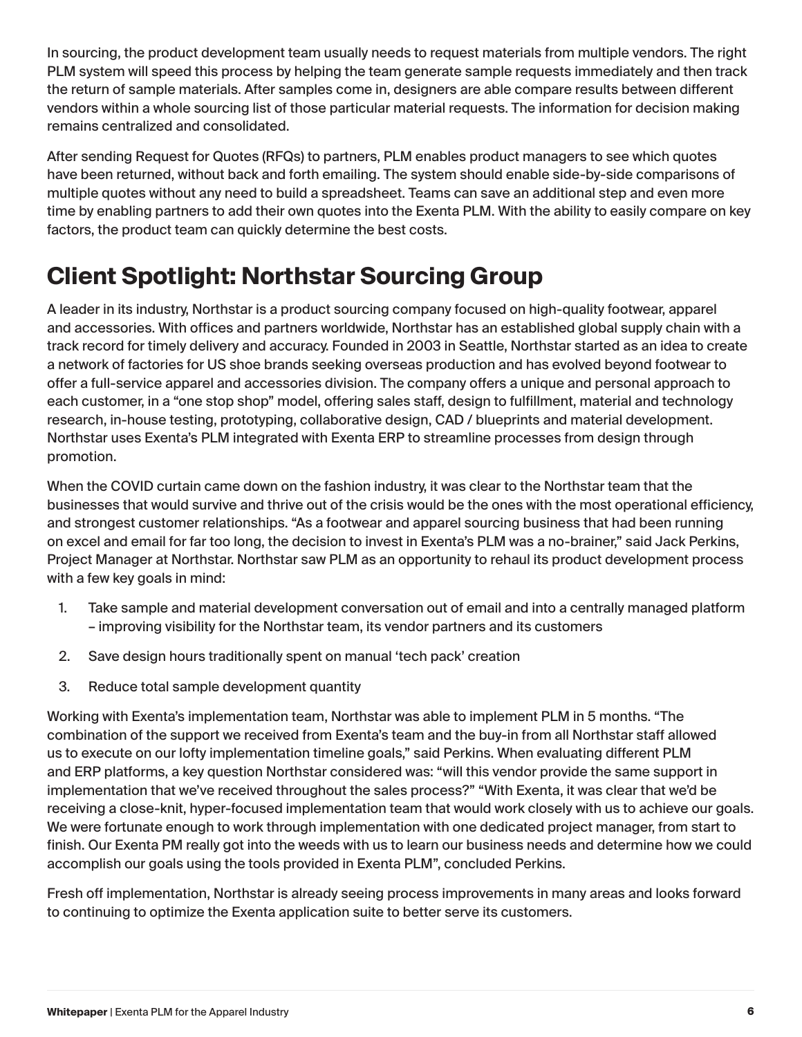In sourcing, the product development team usually needs to request materials from multiple vendors. The right PLM system will speed this process by helping the team generate sample requests immediately and then track the return of sample materials. After samples come in, designers are able compare results between different vendors within a whole sourcing list of those particular material requests. The information for decision making remains centralized and consolidated.

After sending Request for Quotes (RFQs) to partners, PLM enables product managers to see which quotes have been returned, without back and forth emailing. The system should enable side-by-side comparisons of multiple quotes without any need to build a spreadsheet. Teams can save an additional step and even more time by enabling partners to add their own quotes into the Exenta PLM. With the ability to easily compare on key factors, the product team can quickly determine the best costs.

## Client Spotlight: Northstar Sourcing Group

A leader in its industry, Northstar is a product sourcing company focused on high-quality footwear, apparel and accessories. With offices and partners worldwide, Northstar has an established global supply chain with a track record for timely delivery and accuracy. Founded in 2003 in Seattle, Northstar started as an idea to create a network of factories for US shoe brands seeking overseas production and has evolved beyond footwear to offer a full-service apparel and accessories division. The company offers a unique and personal approach to each customer, in a "one stop shop" model, offering sales staff, design to fulfillment, material and technology research, in-house testing, prototyping, collaborative design, CAD / blueprints and material development. Northstar uses Exenta's PLM integrated with Exenta ERP to streamline processes from design through promotion.

When the COVID curtain came down on the fashion industry, it was clear to the Northstar team that the businesses that would survive and thrive out of the crisis would be the ones with the most operational efficiency, and strongest customer relationships. "As a footwear and apparel sourcing business that had been running on excel and email for far too long, the decision to invest in Exenta's PLM was a no-brainer," said Jack Perkins, Project Manager at Northstar. Northstar saw PLM as an opportunity to rehaul its product development process with a few key goals in mind:

1. Take sample and material development conversation out of email and into a centrally managed platform – improving visibility for the Northstar team, its vendor partners and its customers
2. Save design hours traditionally spent on manual 'tech pack' creation
3. Reduce total sample development quantity

Working with Exenta's implementation team, Northstar was able to implement PLM in 5 months. "The combination of the support we received from Exenta's team and the buy-in from all Northstar staff allowed us to execute on our lofty implementation timeline goals," said Perkins. When evaluating different PLM and ERP platforms, a key question Northstar considered was: "will this vendor provide the same support in implementation that we've received throughout the sales process?" "With Exenta, it was clear that we'd be receiving a close-knit, hyper-focused implementation team that would work closely with us to achieve our goals. We were fortunate enough to work through implementation with one dedicated project manager, from start to finish. Our Exenta PM really got into the weeds with us to learn our business needs and determine how we could accomplish our goals using the tools provided in Exenta PLM", concluded Perkins.

Fresh off implementation, Northstar is already seeing process improvements in many areas and looks forward to continuing to optimize the Exenta application suite to better serve its customers.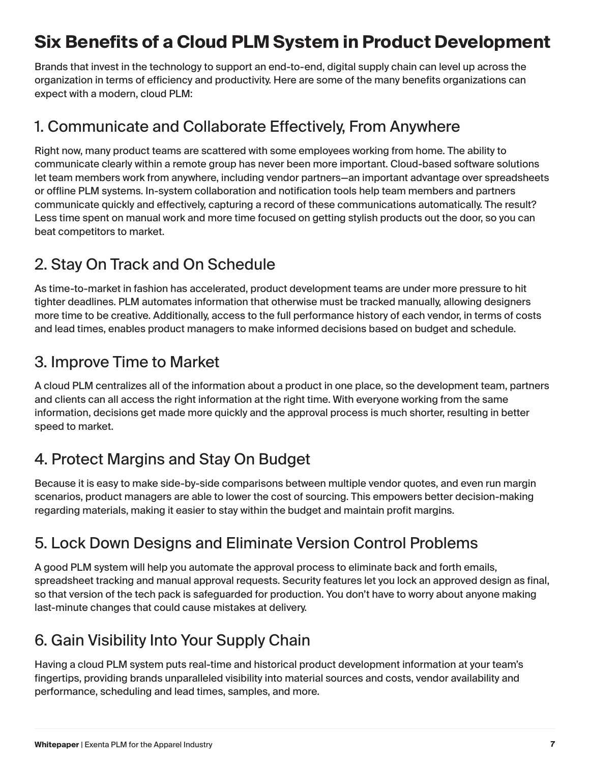# Six Benefits of a Cloud PLM System in Product Development

Brands that invest in the technology to support an end-to-end, digital supply chain can level up across the organization in terms of efficiency and productivity. Here are some of the many benefits organizations can expect with a modern, cloud PLM:

## 1. Communicate and Collaborate Effectively, From Anywhere

Right now, many product teams are scattered with some employees working from home. The ability to communicate clearly within a remote group has never been more important. Cloud-based software solutions let team members work from anywhere, including vendor partners—an important advantage over spreadsheets or offline PLM systems. In-system collaboration and notification tools help team members and partners communicate quickly and effectively, capturing a record of these communications automatically. The result? Less time spent on manual work and more time focused on getting stylish products out the door, so you can beat competitors to market.

## 2. Stay On Track and On Schedule

As time-to-market in fashion has accelerated, product development teams are under more pressure to hit tighter deadlines. PLM automates information that otherwise must be tracked manually, allowing designers more time to be creative. Additionally, access to the full performance history of each vendor, in terms of costs and lead times, enables product managers to make informed decisions based on budget and schedule.

## 3. Improve Time to Market

A cloud PLM centralizes all of the information about a product in one place, so the development team, partners and clients can all access the right information at the right time. With everyone working from the same information, decisions get made more quickly and the approval process is much shorter, resulting in better speed to market.

## 4. Protect Margins and Stay On Budget

Because it is easy to make side-by-side comparisons between multiple vendor quotes, and even run margin scenarios, product managers are able to lower the cost of sourcing. This empowers better decision-making regarding materials, making it easier to stay within the budget and maintain profit margins.

## 5. Lock Down Designs and Eliminate Version Control Problems

A good PLM system will help you automate the approval process to eliminate back and forth emails, spreadsheet tracking and manual approval requests. Security features let you lock an approved design as final, so that version of the tech pack is safeguarded for production. You don't have to worry about anyone making last-minute changes that could cause mistakes at delivery.

## 6. Gain Visibility Into Your Supply Chain

Having a cloud PLM system puts real-time and historical product development information at your team's fingertips, providing brands unparalleled visibility into material sources and costs, vendor availability and performance, scheduling and lead times, samples, and more.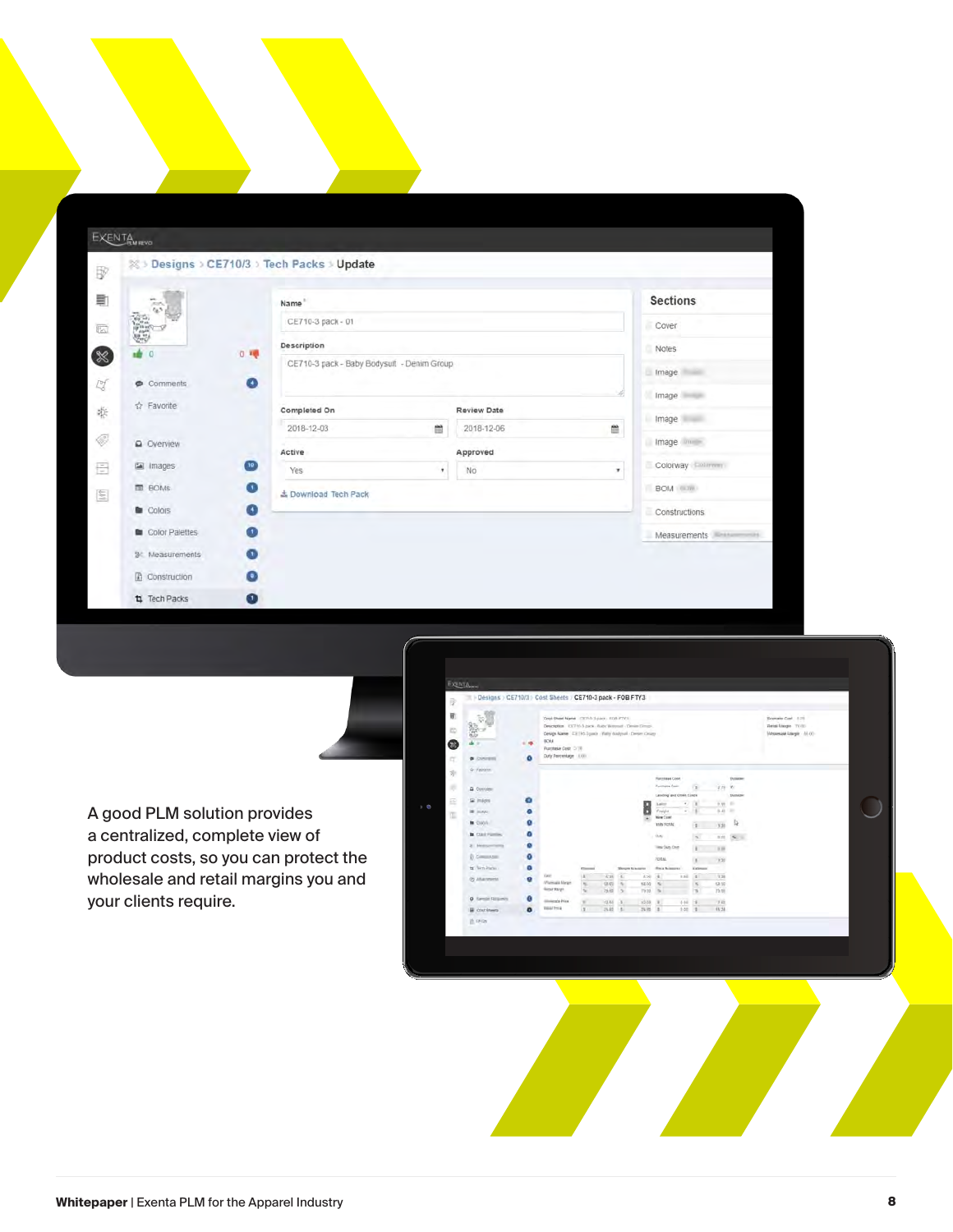A good PLM solution provides a centralized, complete view of product costs, so you can protect the wholesale and retail margins you and your clients require.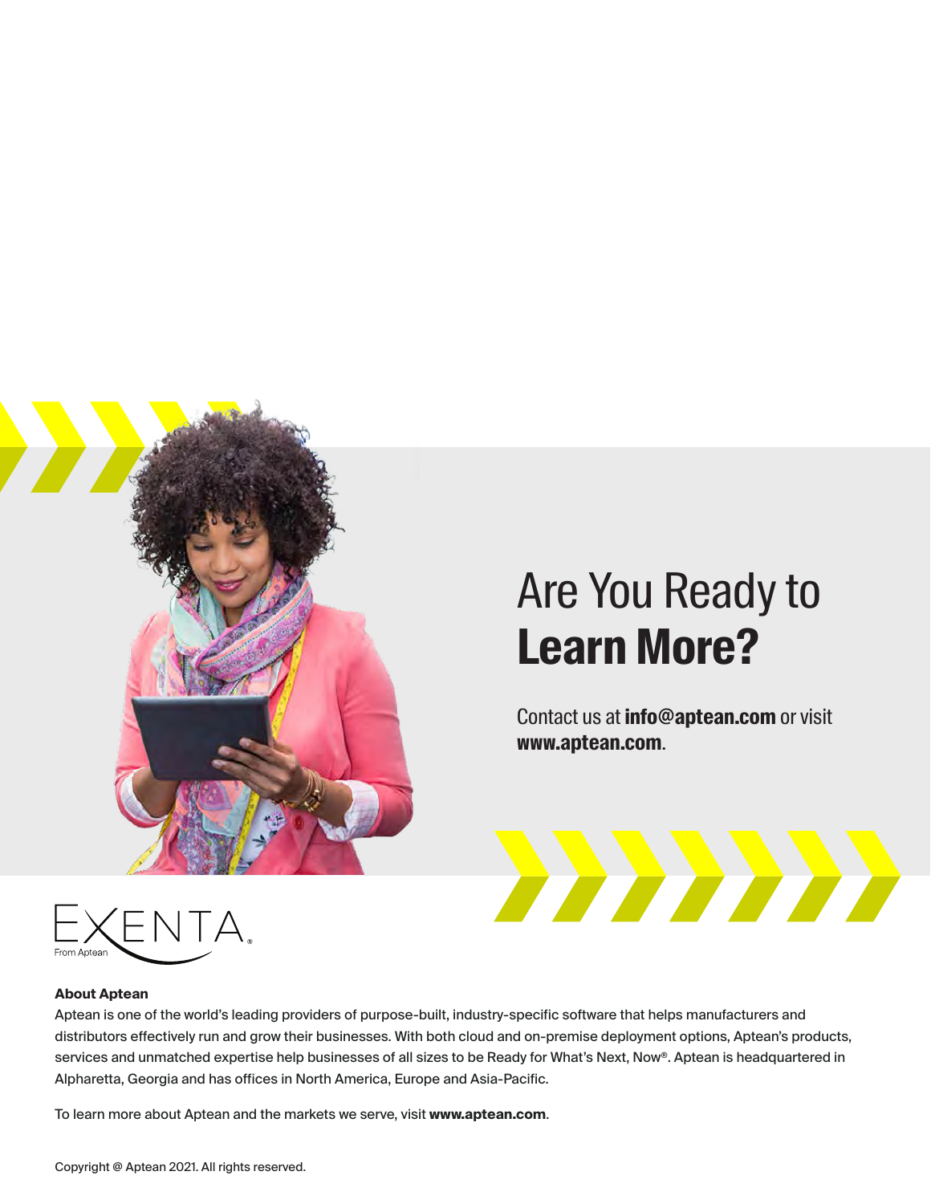# Are You Ready to **Learn More?**

Contact us at **info@aptean.com** or visit **www.aptean.com**.

EXENTA
From Aptean

**About Aptean**

Aptean is one of the world's leading providers of purpose-built, industry-specific software that helps manufacturers and distributors effectively run and grow their businesses. With both cloud and on-premise deployment options, Aptean's products, services and unmatched expertise help businesses of all sizes to be Ready for What's Next, Now®. Aptean is headquartered in Alpharetta, Georgia and has offices in North America, Europe and Asia-Pacific.

To learn more about Aptean and the markets we serve, visit **www.aptean.com**.

Copyright @ Aptean 2021. All rights reserved.